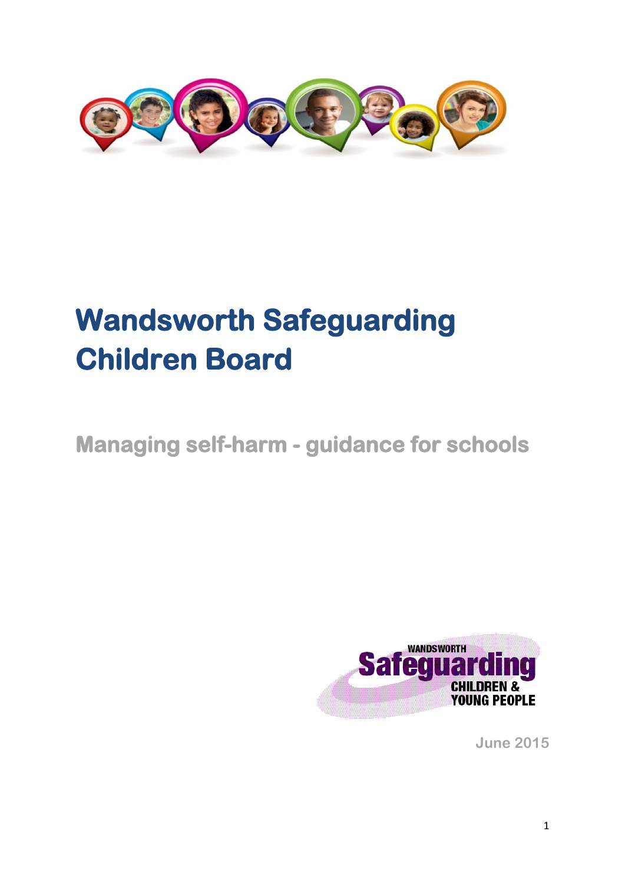# Wandsworth Safeguarding Children Board

## Managing self-harm - guidance for schools

WANDSWORTH Safeguarding CHILDREN & YOUNG PEOPLE

June 2015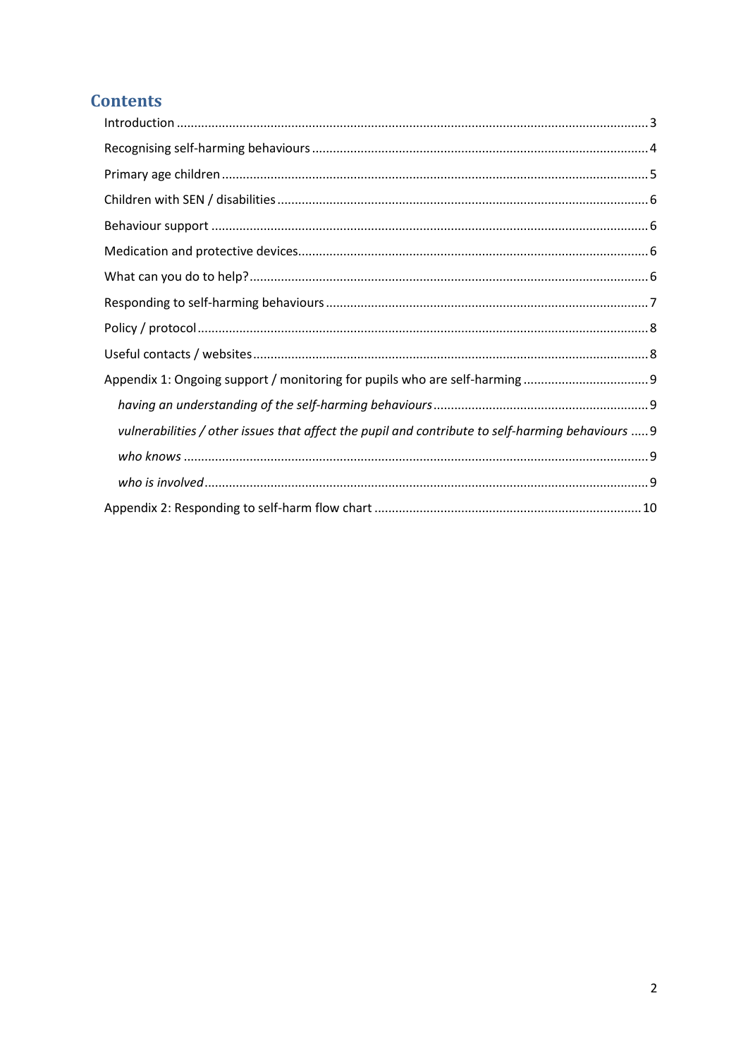## Contents

Introduction ........................................................................................................................ 3

Recognising self-harming behaviours ................................................................................ 4

Primary age children .......................................................................................................... 5

Children with SEN / disabilities .......................................................................................... 6

Behaviour support ............................................................................................................. 6

Medication and protective devices..................................................................................... 6

What can you do to help? .................................................................................................. 6

Responding to self-harming behaviours ............................................................................ 7

Policy / protocol ................................................................................................................. 8

Useful contacts / websites ................................................................................................. 8

Appendix 1: Ongoing support / monitoring for pupils who are self-harming .................... 9

- *having an understanding of the self-harming behaviours* ............................................. 9
- *vulnerabilities / other issues that affect the pupil and contribute to self-harming behaviours* ..... 9
- *who knows* ..................................................................................................................... 9
- *who is involved* ............................................................................................................... 9

Appendix 2: Responding to self-harm flow chart ............................................................ 10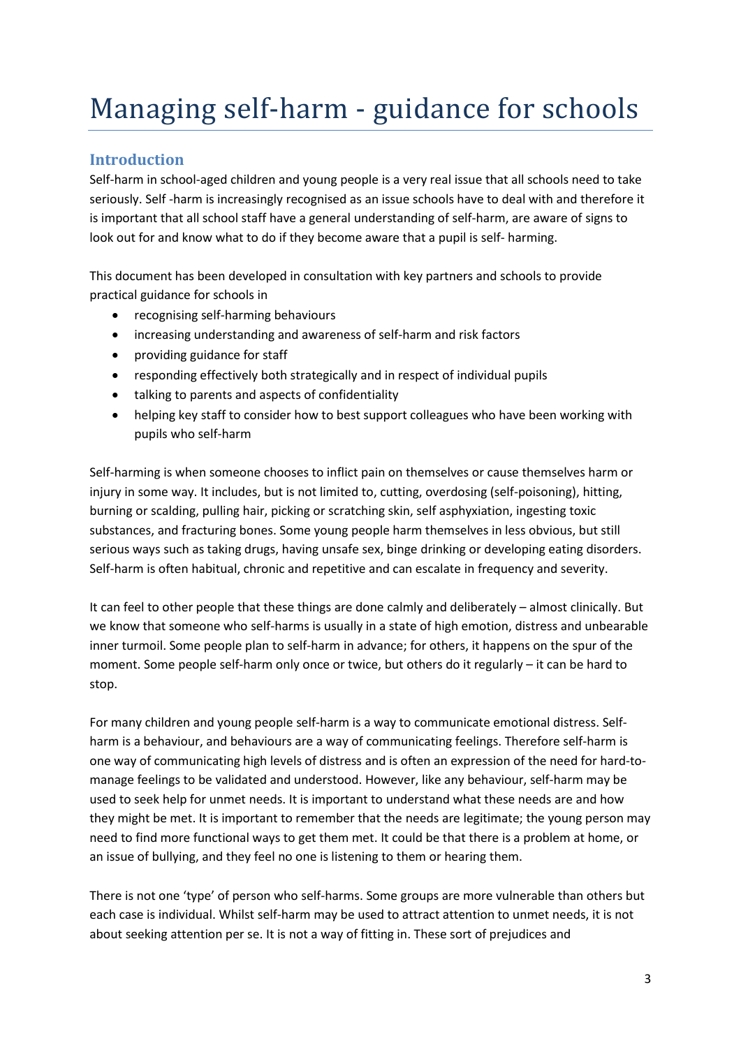# Managing self-harm - guidance for schools

## Introduction

Self-harm in school-aged children and young people is a very real issue that all schools need to take seriously. Self -harm is increasingly recognised as an issue schools have to deal with and therefore it is important that all school staff have a general understanding of self-harm, are aware of signs to look out for and know what to do if they become aware that a pupil is self- harming.

This document has been developed in consultation with key partners and schools to provide practical guidance for schools in

- recognising self-harming behaviours
- increasing understanding and awareness of self-harm and risk factors
- providing guidance for staff
- responding effectively both strategically and in respect of individual pupils
- talking to parents and aspects of confidentiality
- helping key staff to consider how to best support colleagues who have been working with pupils who self-harm

Self-harming is when someone chooses to inflict pain on themselves or cause themselves harm or injury in some way. It includes, but is not limited to, cutting, overdosing (self-poisoning), hitting, burning or scalding, pulling hair, picking or scratching skin, self asphyxiation, ingesting toxic substances, and fracturing bones. Some young people harm themselves in less obvious, but still serious ways such as taking drugs, having unsafe sex, binge drinking or developing eating disorders. Self-harm is often habitual, chronic and repetitive and can escalate in frequency and severity.

It can feel to other people that these things are done calmly and deliberately – almost clinically. But we know that someone who self-harms is usually in a state of high emotion, distress and unbearable inner turmoil. Some people plan to self-harm in advance; for others, it happens on the spur of the moment. Some people self-harm only once or twice, but others do it regularly – it can be hard to stop.

For many children and young people self-harm is a way to communicate emotional distress. Self-harm is a behaviour, and behaviours are a way of communicating feelings. Therefore self-harm is one way of communicating high levels of distress and is often an expression of the need for hard-to-manage feelings to be validated and understood. However, like any behaviour, self-harm may be used to seek help for unmet needs. It is important to understand what these needs are and how they might be met. It is important to remember that the needs are legitimate; the young person may need to find more functional ways to get them met. It could be that there is a problem at home, or an issue of bullying, and they feel no one is listening to them or hearing them.

There is not one 'type' of person who self-harms. Some groups are more vulnerable than others but each case is individual. Whilst self-harm may be used to attract attention to unmet needs, it is not about seeking attention per se. It is not a way of fitting in. These sort of prejudices and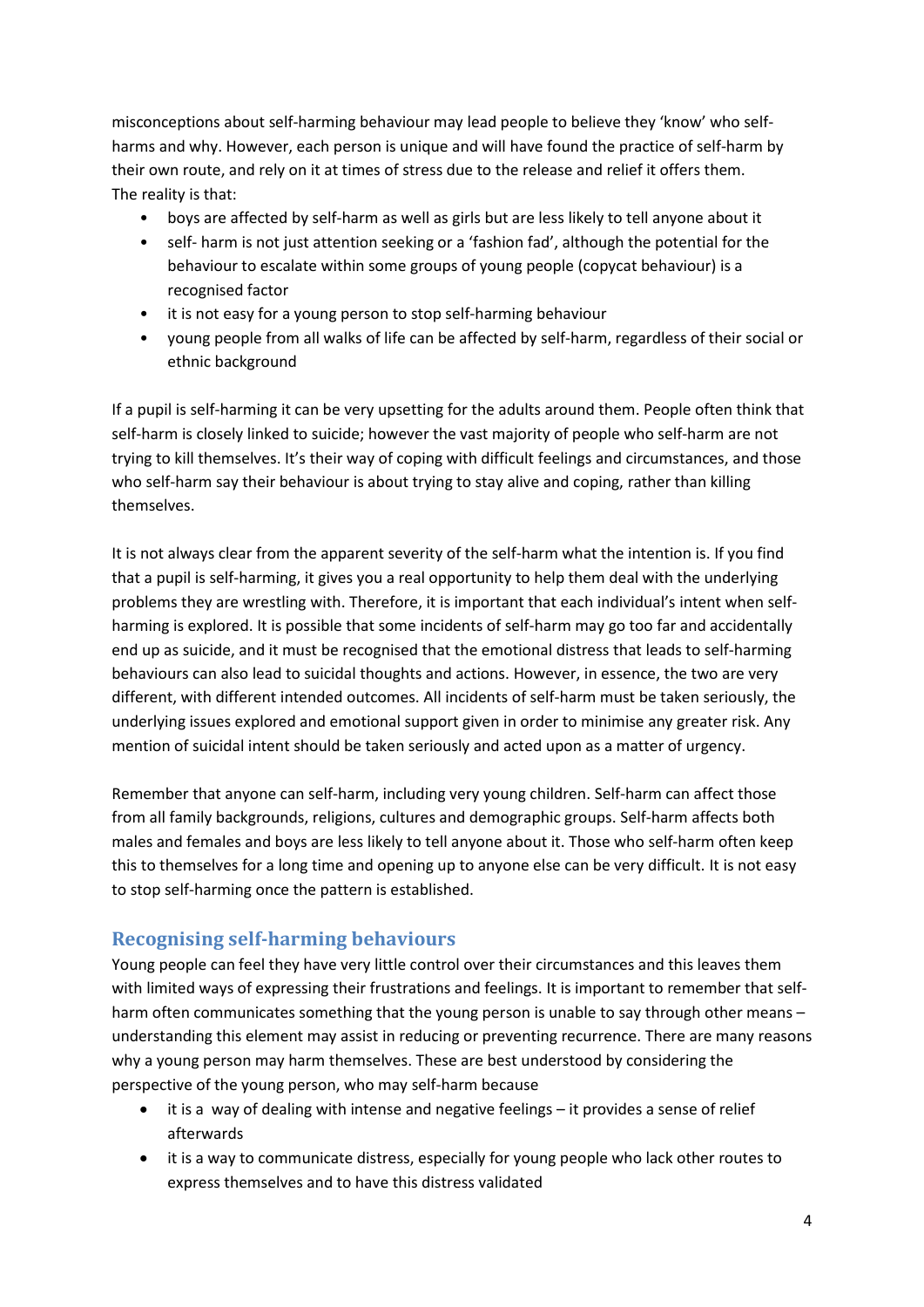misconceptions about self-harming behaviour may lead people to believe they 'know' who self-harms and why. However, each person is unique and will have found the practice of self-harm by their own route, and rely on it at times of stress due to the release and relief it offers them.
The reality is that:

- boys are affected by self-harm as well as girls but are less likely to tell anyone about it
- self- harm is not just attention seeking or a 'fashion fad', although the potential for the behaviour to escalate within some groups of young people (copycat behaviour) is a recognised factor
- it is not easy for a young person to stop self-harming behaviour
- young people from all walks of life can be affected by self-harm, regardless of their social or ethnic background

If a pupil is self-harming it can be very upsetting for the adults around them. People often think that self-harm is closely linked to suicide; however the vast majority of people who self-harm are not trying to kill themselves. It's their way of coping with difficult feelings and circumstances, and those who self-harm say their behaviour is about trying to stay alive and coping, rather than killing themselves.

It is not always clear from the apparent severity of the self-harm what the intention is. If you find that a pupil is self-harming, it gives you a real opportunity to help them deal with the underlying problems they are wrestling with. Therefore, it is important that each individual's intent when self-harming is explored. It is possible that some incidents of self-harm may go too far and accidentally end up as suicide, and it must be recognised that the emotional distress that leads to self-harming behaviours can also lead to suicidal thoughts and actions. However, in essence, the two are very different, with different intended outcomes. All incidents of self-harm must be taken seriously, the underlying issues explored and emotional support given in order to minimise any greater risk. Any mention of suicidal intent should be taken seriously and acted upon as a matter of urgency.

Remember that anyone can self-harm, including very young children. Self-harm can affect those from all family backgrounds, religions, cultures and demographic groups. Self-harm affects both males and females and boys are less likely to tell anyone about it. Those who self-harm often keep this to themselves for a long time and opening up to anyone else can be very difficult. It is not easy to stop self-harming once the pattern is established.

## Recognising self-harming behaviours

Young people can feel they have very little control over their circumstances and this leaves them with limited ways of expressing their frustrations and feelings. It is important to remember that self-harm often communicates something that the young person is unable to say through other means – understanding this element may assist in reducing or preventing recurrence. There are many reasons why a young person may harm themselves. These are best understood by considering the perspective of the young person, who may self-harm because

- it is a way of dealing with intense and negative feelings – it provides a sense of relief afterwards
- it is a way to communicate distress, especially for young people who lack other routes to express themselves and to have this distress validated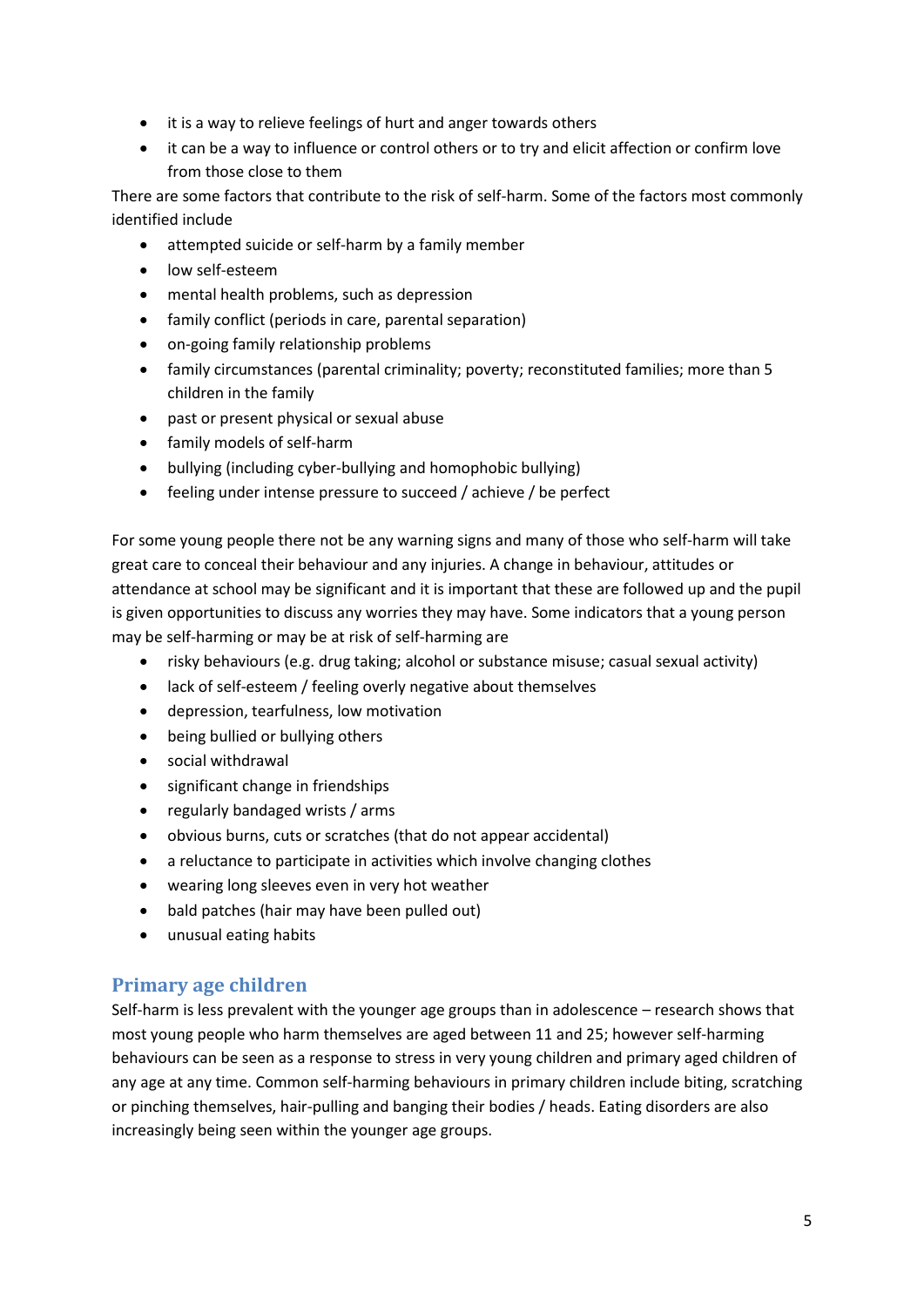- it is a way to relieve feelings of hurt and anger towards others
- it can be a way to influence or control others or to try and elicit affection or confirm love from those close to them

There are some factors that contribute to the risk of self-harm. Some of the factors most commonly identified include

- attempted suicide or self-harm by a family member
- low self-esteem
- mental health problems, such as depression
- family conflict (periods in care, parental separation)
- on-going family relationship problems
- family circumstances (parental criminality; poverty; reconstituted families; more than 5 children in the family
- past or present physical or sexual abuse
- family models of self-harm
- bullying (including cyber-bullying and homophobic bullying)
- feeling under intense pressure to succeed / achieve / be perfect

For some young people there not be any warning signs and many of those who self-harm will take great care to conceal their behaviour and any injuries. A change in behaviour, attitudes or attendance at school may be significant and it is important that these are followed up and the pupil is given opportunities to discuss any worries they may have. Some indicators that a young person may be self-harming or may be at risk of self-harming are

- risky behaviours (e.g. drug taking; alcohol or substance misuse; casual sexual activity)
- lack of self-esteem / feeling overly negative about themselves
- depression, tearfulness, low motivation
- being bullied or bullying others
- social withdrawal
- significant change in friendships
- regularly bandaged wrists / arms
- obvious burns, cuts or scratches (that do not appear accidental)
- a reluctance to participate in activities which involve changing clothes
- wearing long sleeves even in very hot weather
- bald patches (hair may have been pulled out)
- unusual eating habits

## Primary age children

Self-harm is less prevalent with the younger age groups than in adolescence – research shows that most young people who harm themselves are aged between 11 and 25; however self-harming behaviours can be seen as a response to stress in very young children and primary aged children of any age at any time. Common self-harming behaviours in primary children include biting, scratching or pinching themselves, hair-pulling and banging their bodies / heads. Eating disorders are also increasingly being seen within the younger age groups.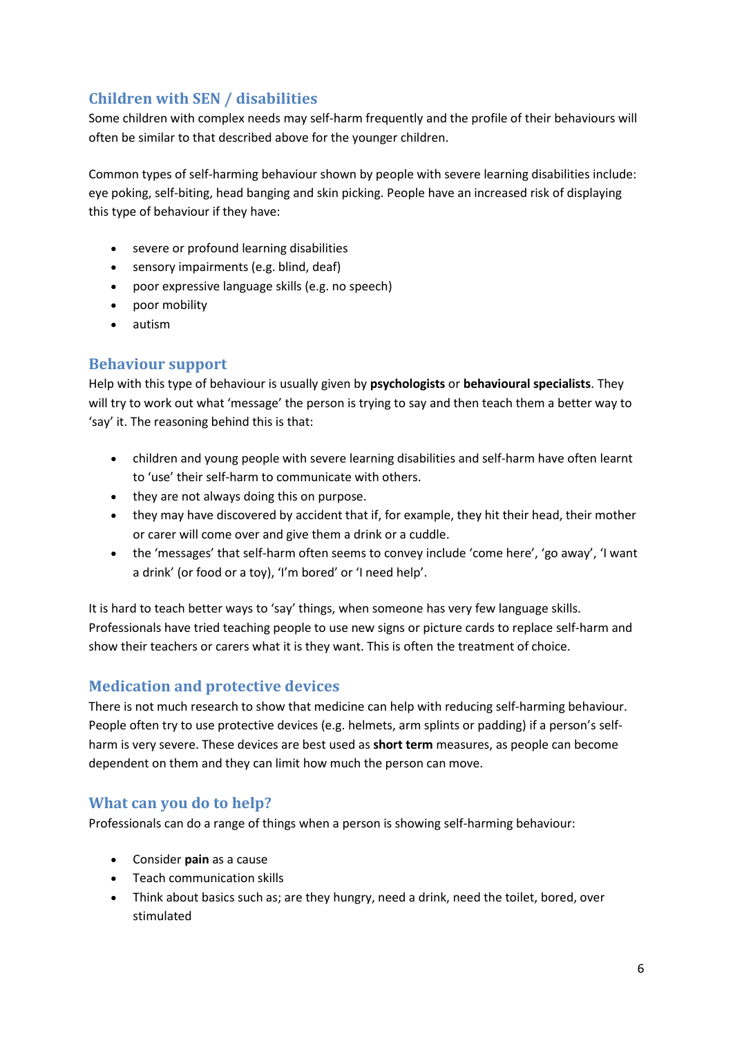## Children with SEN / disabilities

Some children with complex needs may self-harm frequently and the profile of their behaviours will often be similar to that described above for the younger children.

Common types of self-harming behaviour shown by people with severe learning disabilities include: eye poking, self-biting, head banging and skin picking. People have an increased risk of displaying this type of behaviour if they have:

- severe or profound learning disabilities
- sensory impairments (e.g. blind, deaf)
- poor expressive language skills (e.g. no speech)
- poor mobility
- autism

## Behaviour support

Help with this type of behaviour is usually given by **psychologists** or **behavioural specialists**. They will try to work out what 'message' the person is trying to say and then teach them a better way to 'say' it. The reasoning behind this is that:

- children and young people with severe learning disabilities and self-harm have often learnt to 'use' their self-harm to communicate with others.
- they are not always doing this on purpose.
- they may have discovered by accident that if, for example, they hit their head, their mother or carer will come over and give them a drink or a cuddle.
- the 'messages' that self-harm often seems to convey include 'come here', 'go away', 'I want a drink' (or food or a toy), 'I'm bored' or 'I need help'.

It is hard to teach better ways to 'say' things, when someone has very few language skills. Professionals have tried teaching people to use new signs or picture cards to replace self-harm and show their teachers or carers what it is they want. This is often the treatment of choice.

## Medication and protective devices

There is not much research to show that medicine can help with reducing self-harming behaviour. People often try to use protective devices (e.g. helmets, arm splints or padding) if a person's self-harm is very severe. These devices are best used as **short term** measures, as people can become dependent on them and they can limit how much the person can move.

## What can you do to help?

Professionals can do a range of things when a person is showing self-harming behaviour:

- Consider **pain** as a cause
- Teach communication skills
- Think about basics such as; are they hungry, need a drink, need the toilet, bored, over stimulated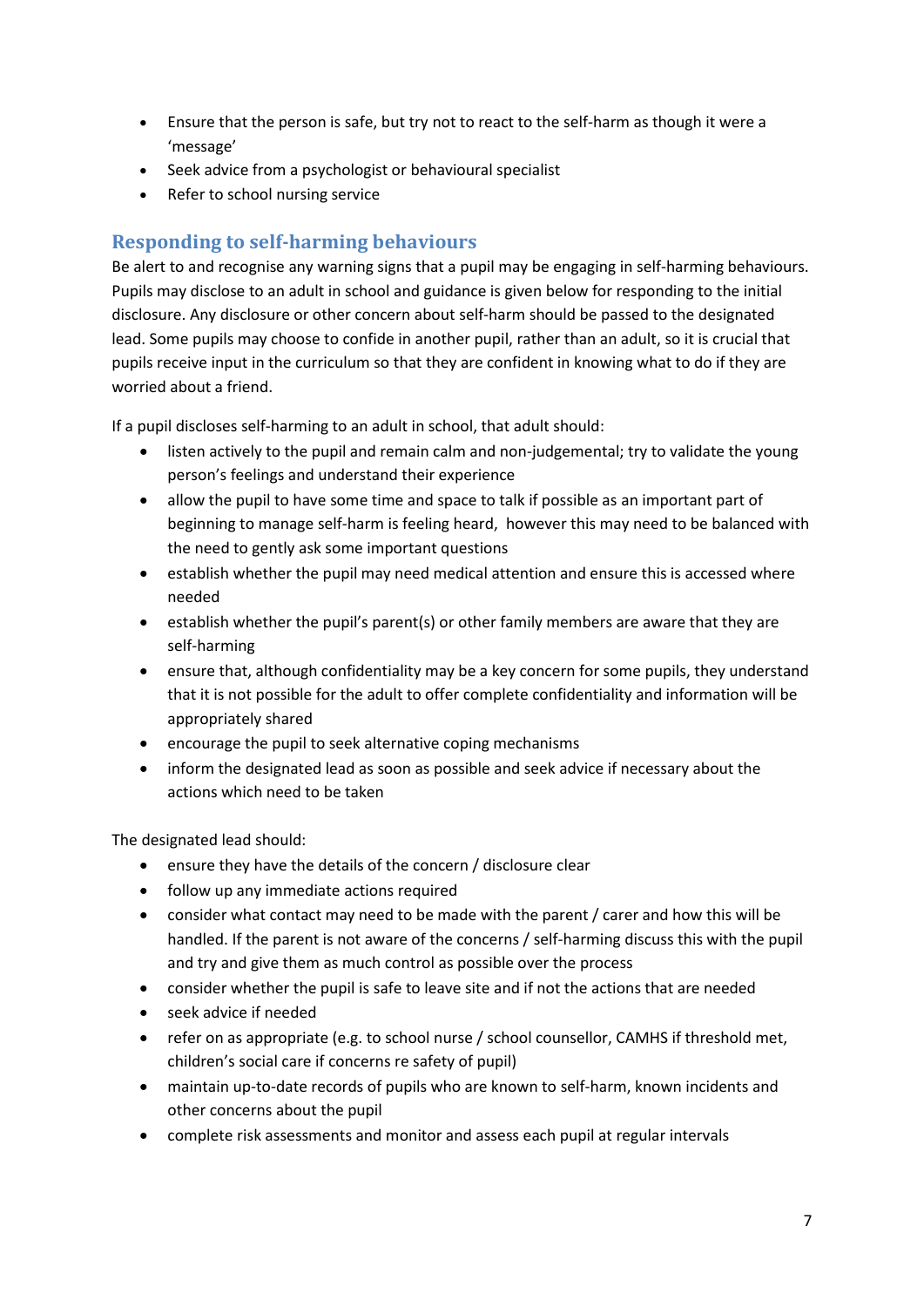- Ensure that the person is safe, but try not to react to the self-harm as though it were a 'message'
- Seek advice from a psychologist or behavioural specialist
- Refer to school nursing service

## Responding to self-harming behaviours

Be alert to and recognise any warning signs that a pupil may be engaging in self-harming behaviours. Pupils may disclose to an adult in school and guidance is given below for responding to the initial disclosure. Any disclosure or other concern about self-harm should be passed to the designated lead. Some pupils may choose to confide in another pupil, rather than an adult, so it is crucial that pupils receive input in the curriculum so that they are confident in knowing what to do if they are worried about a friend.

If a pupil discloses self-harming to an adult in school, that adult should:

- listen actively to the pupil and remain calm and non-judgemental; try to validate the young person's feelings and understand their experience
- allow the pupil to have some time and space to talk if possible as an important part of beginning to manage self-harm is feeling heard, however this may need to be balanced with the need to gently ask some important questions
- establish whether the pupil may need medical attention and ensure this is accessed where needed
- establish whether the pupil's parent(s) or other family members are aware that they are self-harming
- ensure that, although confidentiality may be a key concern for some pupils, they understand that it is not possible for the adult to offer complete confidentiality and information will be appropriately shared
- encourage the pupil to seek alternative coping mechanisms
- inform the designated lead as soon as possible and seek advice if necessary about the actions which need to be taken

The designated lead should:

- ensure they have the details of the concern / disclosure clear
- follow up any immediate actions required
- consider what contact may need to be made with the parent / carer and how this will be handled. If the parent is not aware of the concerns / self-harming discuss this with the pupil and try and give them as much control as possible over the process
- consider whether the pupil is safe to leave site and if not the actions that are needed
- seek advice if needed
- refer on as appropriate (e.g. to school nurse / school counsellor, CAMHS if threshold met, children's social care if concerns re safety of pupil)
- maintain up-to-date records of pupils who are known to self-harm, known incidents and other concerns about the pupil
- complete risk assessments and monitor and assess each pupil at regular intervals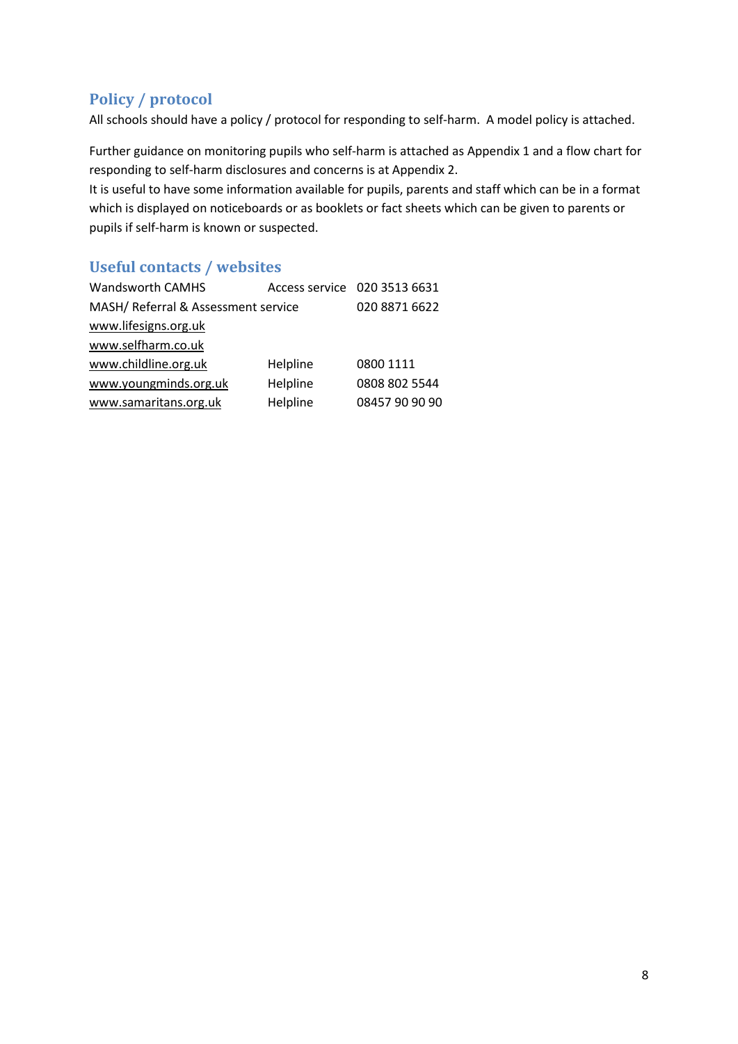## Policy / protocol

All schools should have a policy / protocol for responding to self-harm. A model policy is attached.

Further guidance on monitoring pupils who self-harm is attached as Appendix 1 and a flow chart for responding to self-harm disclosures and concerns is at Appendix 2.
It is useful to have some information available for pupils, parents and staff which can be in a format which is displayed on noticeboards or as booklets or fact sheets which can be given to parents or pupils if self-harm is known or suspected.

## Useful contacts / websites

| | | |
|---|---|---|
| Wandsworth CAMHS | Access service | 020 3513 6631 |
| MASH/ Referral & Assessment service | | 020 8871 6622 |
| www.lifesigns.org.uk | | |
| www.selfharm.co.uk | | |
| www.childline.org.uk | Helpline | 0800 1111 |
| www.youngminds.org.uk | Helpline | 0808 802 5544 |
| www.samaritans.org.uk | Helpline | 08457 90 90 90 |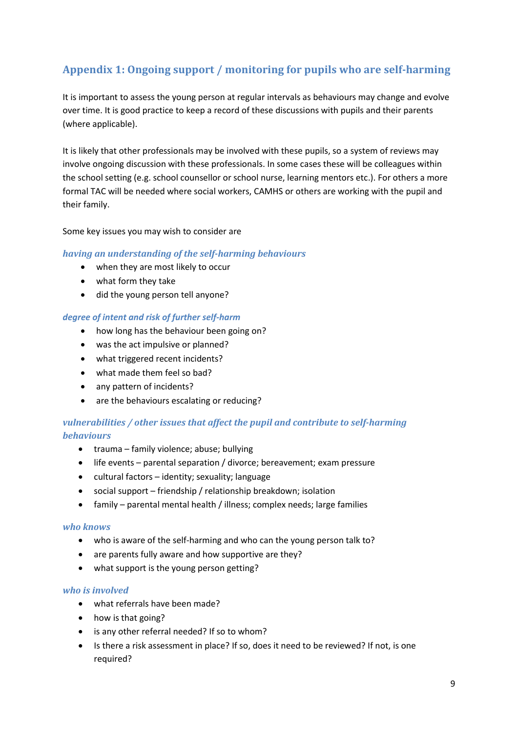## Appendix 1: Ongoing support / monitoring for pupils who are self-harming

It is important to assess the young person at regular intervals as behaviours may change and evolve over time. It is good practice to keep a record of these discussions with pupils and their parents (where applicable).

It is likely that other professionals may be involved with these pupils, so a system of reviews may involve ongoing discussion with these professionals. In some cases these will be colleagues within the school setting (e.g. school counsellor or school nurse, learning mentors etc.). For others a more formal TAC will be needed where social workers, CAMHS or others are working with the pupil and their family.

Some key issues you may wish to consider are

### *having an understanding of the self-harming behaviours*

- when they are most likely to occur
- what form they take
- did the young person tell anyone?

### *degree of intent and risk of further self-harm*

- how long has the behaviour been going on?
- was the act impulsive or planned?
- what triggered recent incidents?
- what made them feel so bad?
- any pattern of incidents?
- are the behaviours escalating or reducing?

### *vulnerabilities / other issues that affect the pupil and contribute to self-harming behaviours*

- trauma – family violence; abuse; bullying
- life events – parental separation / divorce; bereavement; exam pressure
- cultural factors – identity; sexuality; language
- social support – friendship / relationship breakdown; isolation
- family – parental mental health / illness; complex needs; large families

### *who knows*

- who is aware of the self-harming and who can the young person talk to?
- are parents fully aware and how supportive are they?
- what support is the young person getting?

### *who is involved*

- what referrals have been made?
- how is that going?
- is any other referral needed? If so to whom?
- Is there a risk assessment in place? If so, does it need to be reviewed? If not, is one required?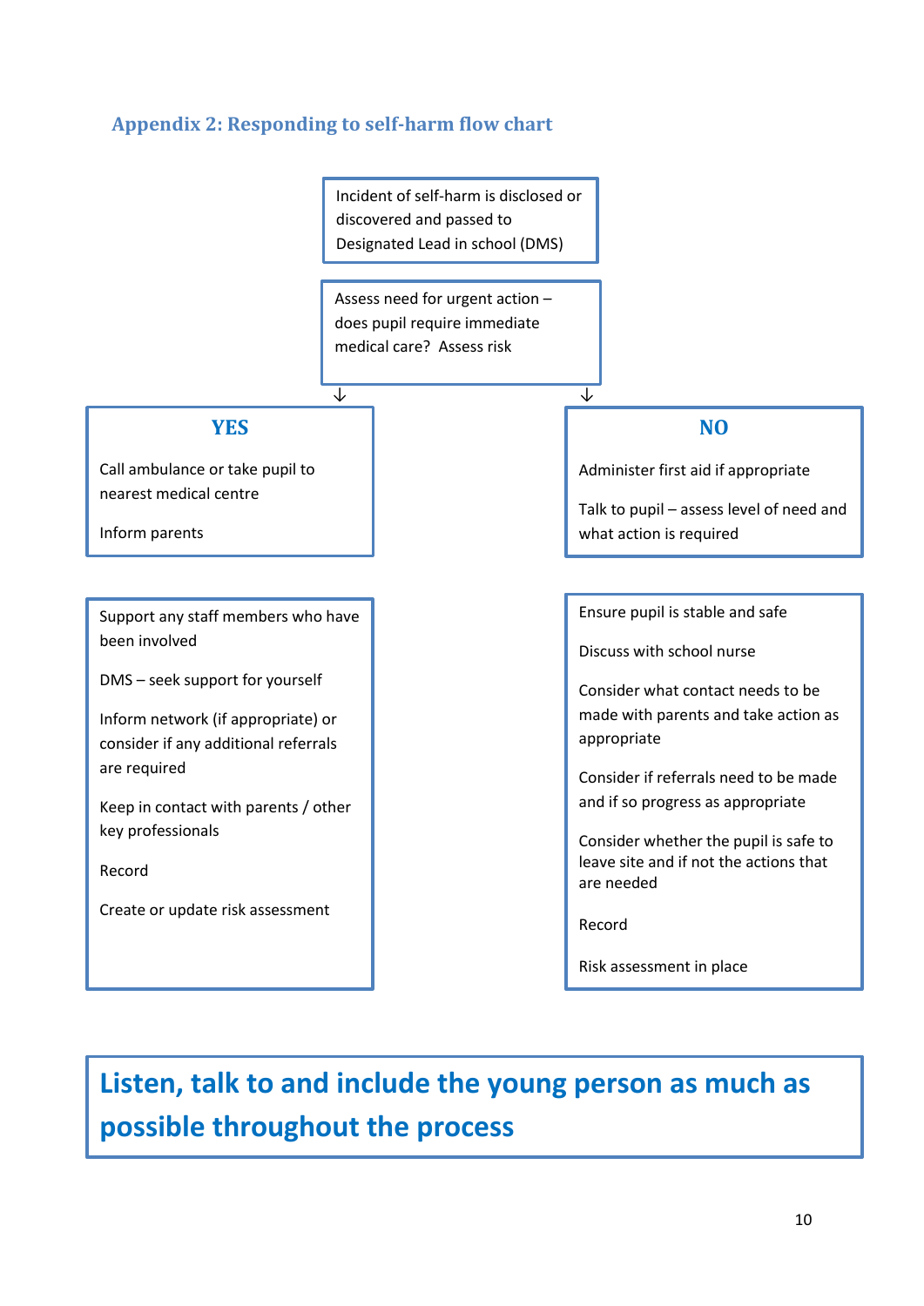## Appendix 2: Responding to self-harm flow chart

Incident of self-harm is disclosed or discovered and passed to Designated Lead in school (DMS)

Assess need for urgent action – does pupil require immediate medical care? Assess risk

**YES**

Call ambulance or take pupil to nearest medical centre

Inform parents

Support any staff members who have been involved

DMS – seek support for yourself

Inform network (if appropriate) or consider if any additional referrals are required

Keep in contact with parents / other key professionals

Record

Create or update risk assessment

**NO**

Administer first aid if appropriate

Talk to pupil – assess level of need and what action is required

Ensure pupil is stable and safe

Discuss with school nurse

Consider what contact needs to be made with parents and take action as appropriate

Consider if referrals need to be made and if so progress as appropriate

Consider whether the pupil is safe to leave site and if not the actions that are needed

Record

Risk assessment in place

**Listen, talk to and include the young person as much as possible throughout the process**